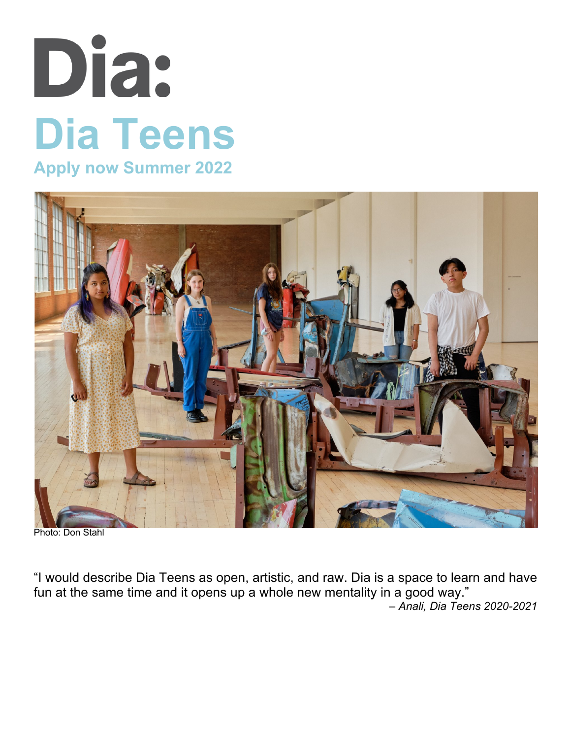# Dia:

# Dia Teens

## Apply now Summer 2022

Photo: Don Stahl

"I would describe Dia Teens as open, artistic, and raw. Dia is a space to learn and have fun at the same time and it opens up a whole new mentality in a good way."

*– Anali, Dia Teens 2020-2021*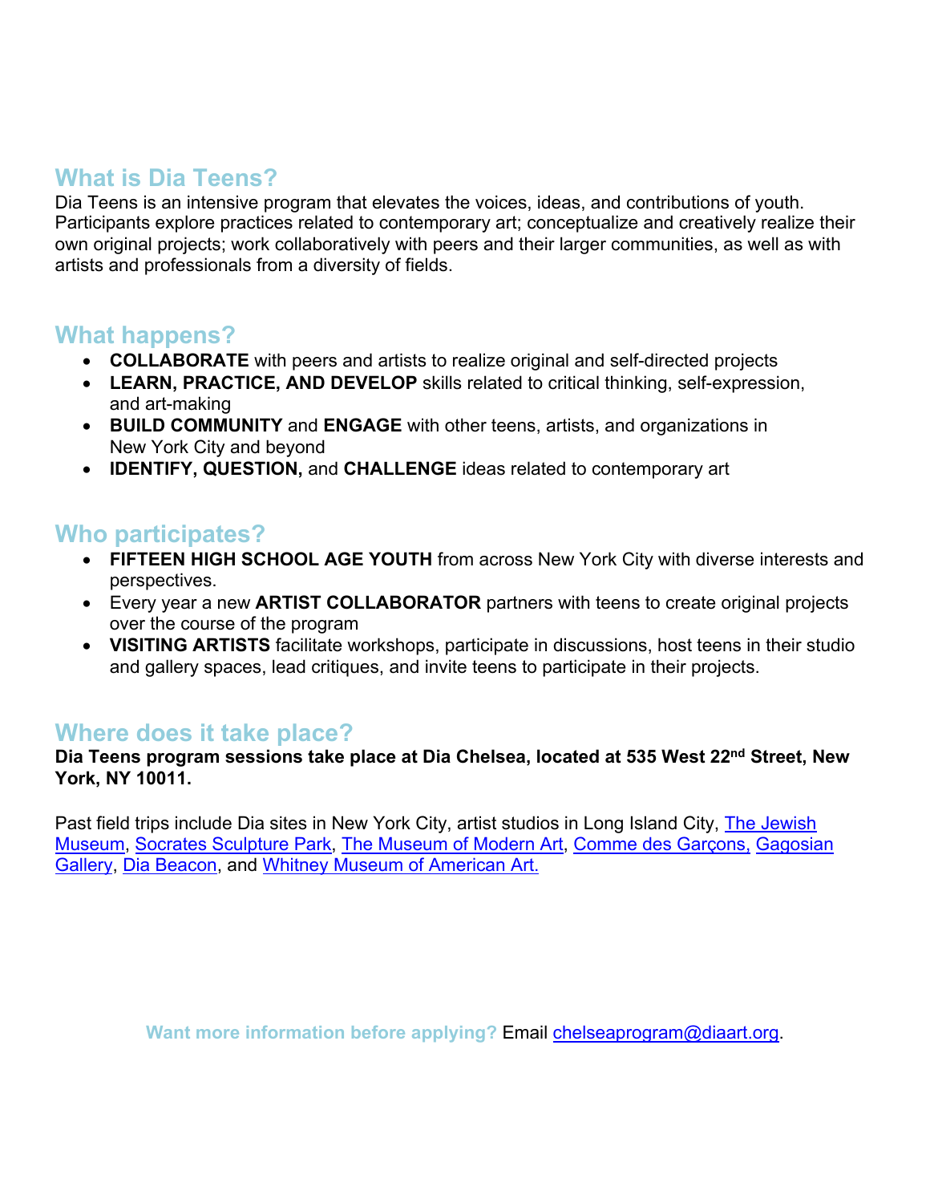## What is Dia Teens?

Dia Teens is an intensive program that elevates the voices, ideas, and contributions of youth. Participants explore practices related to contemporary art; conceptualize and creatively realize their own original projects; work collaboratively with peers and their larger communities, as well as with artists and professionals from a diversity of fields.

## What happens?

- **COLLABORATE** with peers and artists to realize original and self-directed projects
- **LEARN, PRACTICE, AND DEVELOP** skills related to critical thinking, self-expression, and art-making
- **BUILD COMMUNITY** and **ENGAGE** with other teens, artists, and organizations in New York City and beyond
- **IDENTIFY, QUESTION,** and **CHALLENGE** ideas related to contemporary art

## Who participates?

- **FIFTEEN HIGH SCHOOL AGE YOUTH** from across New York City with diverse interests and perspectives.
- Every year a new **ARTIST COLLABORATOR** partners with teens to create original projects over the course of the program
- **VISITING ARTISTS** facilitate workshops, participate in discussions, host teens in their studio and gallery spaces, lead critiques, and invite teens to participate in their projects.

## Where does it take place?

**Dia Teens program sessions take place at Dia Chelsea, located at 535 West 22nd Street, New York, NY 10011.**

Past field trips include Dia sites in New York City, artist studios in Long Island City, The Jewish Museum, Socrates Sculpture Park, The Museum of Modern Art, Comme des Garçons, Gagosian Gallery, Dia Beacon, and Whitney Museum of American Art.

**Want more information before applying?** Email chelseaprogram@diaart.org.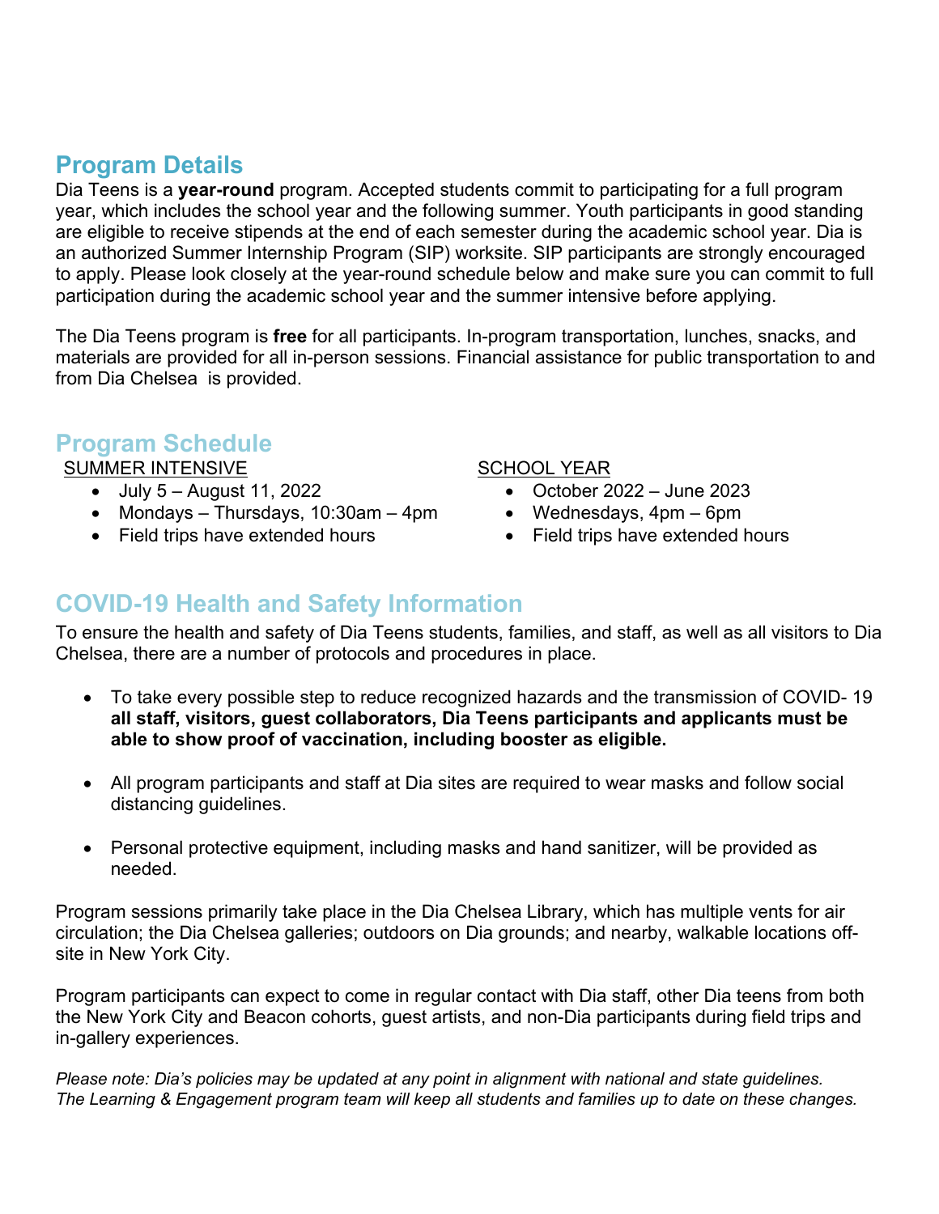## Program Details

Dia Teens is a **year-round** program. Accepted students commit to participating for a full program year, which includes the school year and the following summer. Youth participants in good standing are eligible to receive stipends at the end of each semester during the academic school year. Dia is an authorized Summer Internship Program (SIP) worksite. SIP participants are strongly encouraged to apply. Please look closely at the year-round schedule below and make sure you can commit to full participation during the academic school year and the summer intensive before applying.

The Dia Teens program is **free** for all participants. In-program transportation, lunches, snacks, and materials are provided for all in-person sessions. Financial assistance for public transportation to and from Dia Chelsea is provided.

## Program Schedule

SUMMER INTENSIVE

- July 5 – August 11, 2022
- Mondays – Thursdays, 10:30am – 4pm
- Field trips have extended hours

SCHOOL YEAR

- October 2022 – June 2023
- Wednesdays, 4pm – 6pm
- Field trips have extended hours

## COVID-19 Health and Safety Information

To ensure the health and safety of Dia Teens students, families, and staff, as well as all visitors to Dia Chelsea, there are a number of protocols and procedures in place.

- To take every possible step to reduce recognized hazards and the transmission of COVID- 19 **all staff, visitors, guest collaborators, Dia Teens participants and applicants must be able to show proof of vaccination, including booster as eligible.**

- All program participants and staff at Dia sites are required to wear masks and follow social distancing guidelines.

- Personal protective equipment, including masks and hand sanitizer, will be provided as needed.

Program sessions primarily take place in the Dia Chelsea Library, which has multiple vents for air circulation; the Dia Chelsea galleries; outdoors on Dia grounds; and nearby, walkable locations off-site in New York City.

Program participants can expect to come in regular contact with Dia staff, other Dia teens from both the New York City and Beacon cohorts, guest artists, and non-Dia participants during field trips and in-gallery experiences.

*Please note: Dia's policies may be updated at any point in alignment with national and state guidelines. The Learning & Engagement program team will keep all students and families up to date on these changes.*